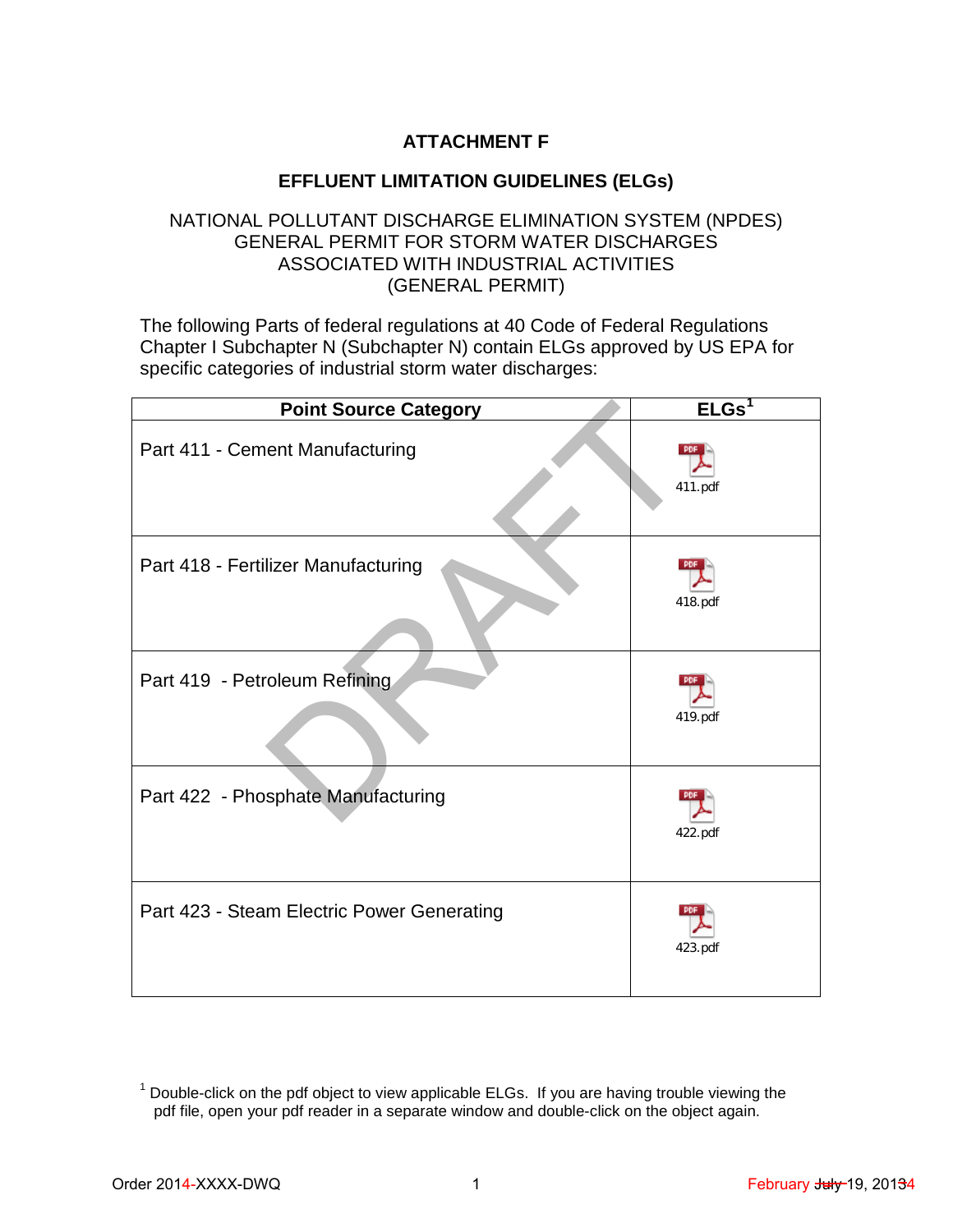# ATTACHMENT F

## EFFLUENT LIMITATION GUIDELINES (ELGs)

NATIONAL POLLUTANT DISCHARGE ELIMINATION SYSTEM (NPDES)
GENERAL PERMIT FOR STORM WATER DISCHARGES
ASSOCIATED WITH INDUSTRIAL ACTIVITIES
(GENERAL PERMIT)

The following Parts of federal regulations at 40 Code of Federal Regulations Chapter I Subchapter N (Subchapter N) contain ELGs approved by US EPA for specific categories of industrial storm water discharges:

| Point Source Category | ELGs[1] |
|---|---|
| Part 411 - Cement Manufacturing | 411.pdf |
| Part 418 - Fertilizer Manufacturing | 418.pdf |
| Part 419 - Petroleum Refining | 419.pdf |
| Part 422 - Phosphate Manufacturing | 422.pdf |
| Part 423 - Steam Electric Power Generating | 423.pdf |

[1] Double-click on the pdf object to view applicable ELGs. If you are having trouble viewing the pdf file, open your pdf reader in a separate window and double-click on the object again.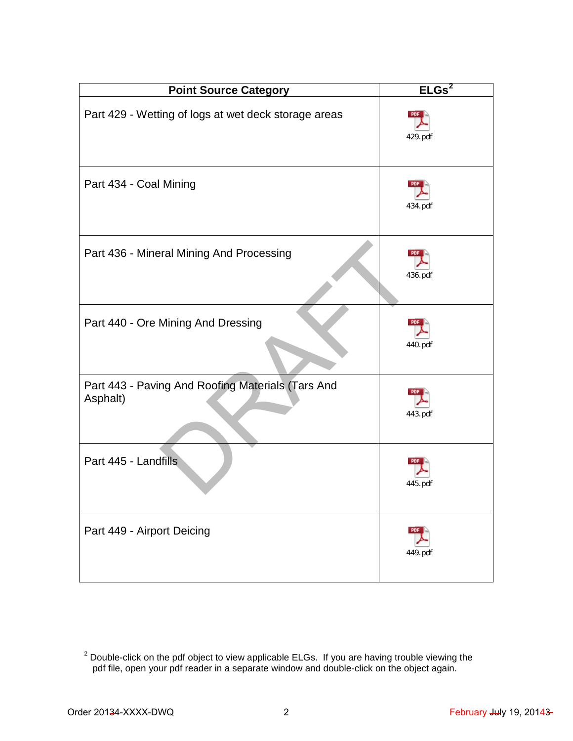| Point Source Category | ELGs[2] |
|---|---|
| Part 429 - Wetting of logs at wet deck storage areas | 429.pdf |
| Part 434 - Coal Mining | 434.pdf |
| Part 436 - Mineral Mining And Processing | 436.pdf |
| Part 440 - Ore Mining And Dressing | 440.pdf |
| Part 443 - Paving And Roofing Materials (Tars And Asphalt) | 443.pdf |
| Part 445 - Landfills | 445.pdf |
| Part 449 - Airport Deicing | 449.pdf |

[2] Double-click on the pdf object to view applicable ELGs. If you are having trouble viewing the pdf file, open your pdf reader in a separate window and double-click on the object again.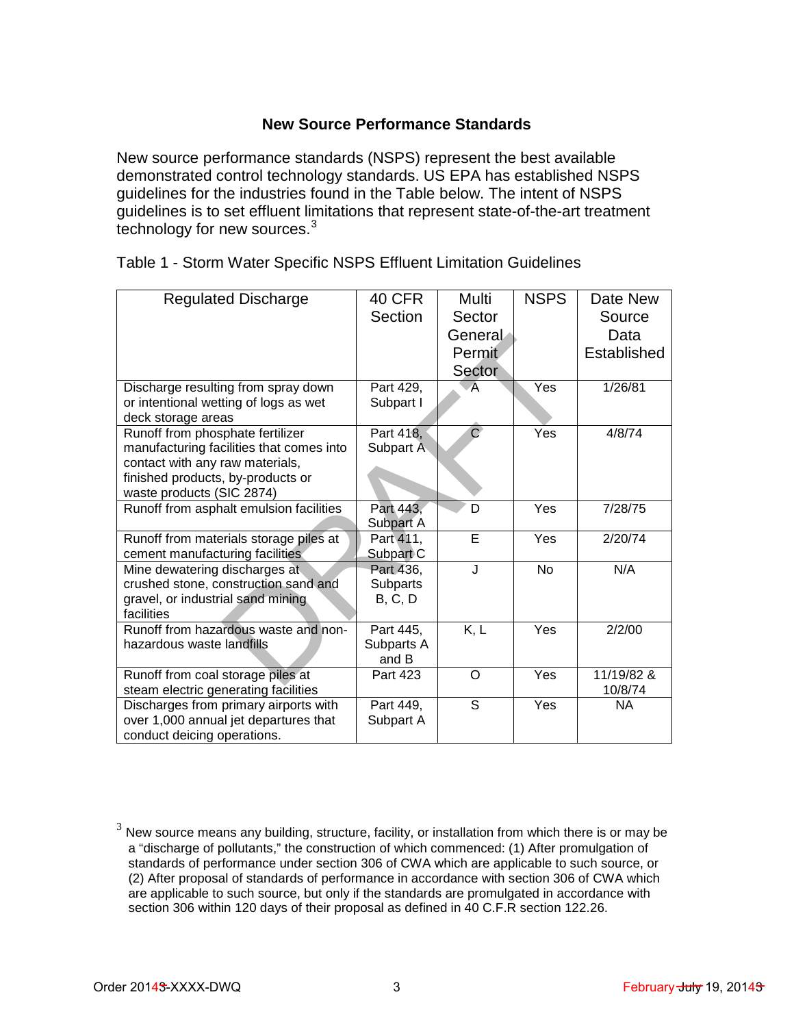### New Source Performance Standards

New source performance standards (NSPS) represent the best available demonstrated control technology standards. US EPA has established NSPS guidelines for the industries found in the Table below. The intent of NSPS guidelines is to set effluent limitations that represent state-of-the-art treatment technology for new sources.[3]

Table 1 - Storm Water Specific NSPS Effluent Limitation Guidelines

| Regulated Discharge | 40 CFR Section | Multi Sector General Permit Sector | NSPS | Date New Source Data Established |
|---|---|---|---|---|
| Discharge resulting from spray down or intentional wetting of logs as wet deck storage areas | Part 429, Subpart I | A | Yes | 1/26/81 |
| Runoff from phosphate fertilizer manufacturing facilities that comes into contact with any raw materials, finished products, by-products or waste products (SIC 2874) | Part 418, Subpart A | C | Yes | 4/8/74 |
| Runoff from asphalt emulsion facilities | Part 443, Subpart A | D | Yes | 7/28/75 |
| Runoff from materials storage piles at cement manufacturing facilities | Part 411, Subpart C | E | Yes | 2/20/74 |
| Mine dewatering discharges at crushed stone, construction sand and gravel, or industrial sand mining facilities | Part 436, Subparts B, C, D | J | No | N/A |
| Runoff from hazardous waste and non-hazardous waste landfills | Part 445, Subparts A and B | K, L | Yes | 2/2/00 |
| Runoff from coal storage piles at steam electric generating facilities | Part 423 | O | Yes | 11/19/82 & 10/8/74 |
| Discharges from primary airports with over 1,000 annual jet departures that conduct deicing operations. | Part 449, Subpart A | S | Yes | NA |

[3] New source means any building, structure, facility, or installation from which there is or may be a "discharge of pollutants," the construction of which commenced: (1) After promulgation of standards of performance under section 306 of CWA which are applicable to such source, or (2) After proposal of standards of performance in accordance with section 306 of CWA which are applicable to such source, but only if the standards are promulgated in accordance with section 306 within 120 days of their proposal as defined in 40 C.F.R section 122.26.